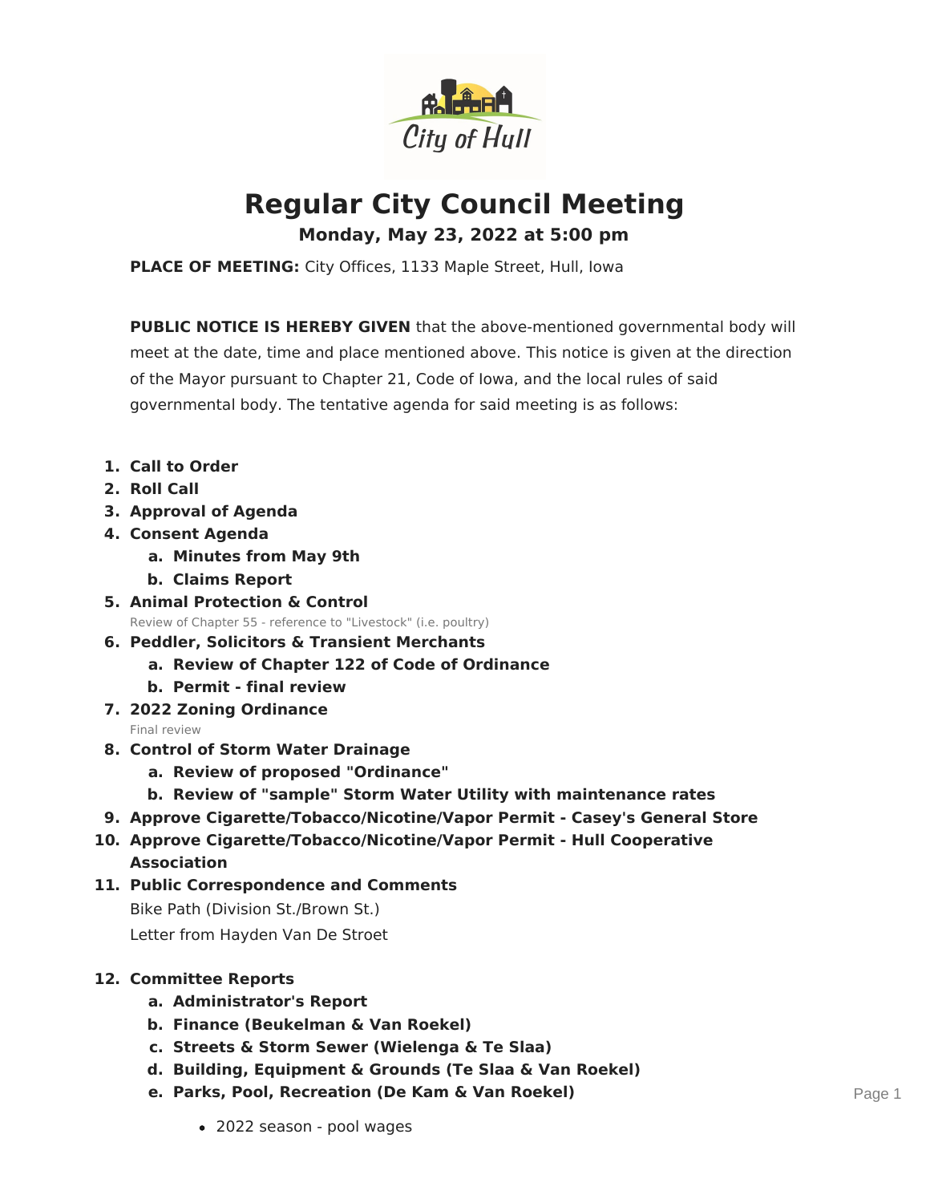City of Hull

# Regular City Council Meeting

## Monday, May 23, 2022 at 5:00 pm

**PLACE OF MEETING:** City Offices, 1133 Maple Street, Hull, Iowa

**PUBLIC NOTICE IS HEREBY GIVEN** that the above-mentioned governmental body will meet at the date, time and place mentioned above. This notice is given at the direction of the Mayor pursuant to Chapter 21, Code of Iowa, and the local rules of said governmental body. The tentative agenda for said meeting is as follows:

1. **Call to Order**
2. **Roll Call**
3. **Approval of Agenda**
4. **Consent Agenda**
   a. **Minutes from May 9th**
   b. **Claims Report**
5. **Animal Protection & Control**
   Review of Chapter 55 - reference to "Livestock" (i.e. poultry)
6. **Peddler, Solicitors & Transient Merchants**
   a. **Review of Chapter 122 of Code of Ordinance**
   b. **Permit - final review**
7. **2022 Zoning Ordinance**
   Final review
8. **Control of Storm Water Drainage**
   a. **Review of proposed "Ordinance"**
   b. **Review of "sample" Storm Water Utility with maintenance rates**
9. **Approve Cigarette/Tobacco/Nicotine/Vapor Permit - Casey's General Store**
10. **Approve Cigarette/Tobacco/Nicotine/Vapor Permit - Hull Cooperative Association**
11. **Public Correspondence and Comments**
    Bike Path (Division St./Brown St.)
    Letter from Hayden Van De Stroet
12. **Committee Reports**
    a. **Administrator's Report**
    b. **Finance (Beukelman & Van Roekel)**
    c. **Streets & Storm Sewer (Wielenga & Te Slaa)**
    d. **Building, Equipment & Grounds (Te Slaa & Van Roekel)**
    e. **Parks, Pool, Recreation (De Kam & Van Roekel)**
       - 2022 season - pool wages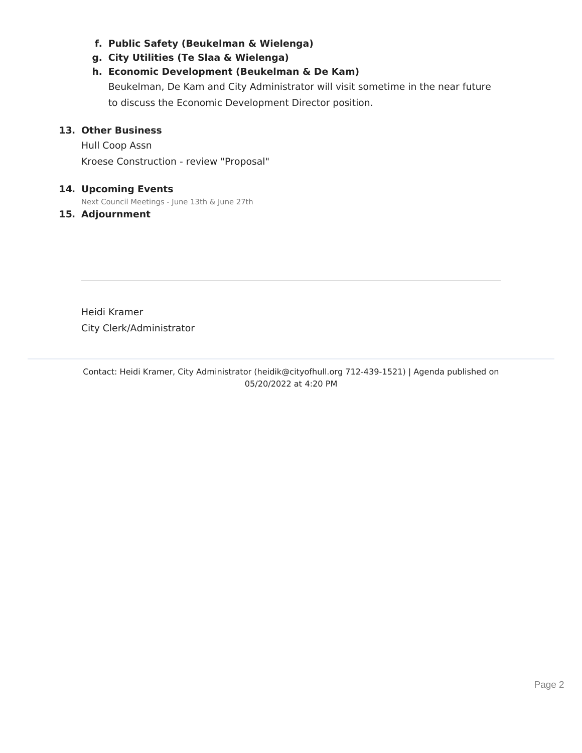f. **Public Safety (Beukelman & Wielenga)**
g. **City Utilities (Te Slaa & Wielenga)**
h. **Economic Development (Beukelman & De Kam)**

   Beukelman, De Kam and City Administrator will visit sometime in the near future to discuss the Economic Development Director position.

13. **Other Business**

    Hull Coop Assn

    Kroese Construction - review "Proposal"

14. **Upcoming Events**

    Next Council Meetings - June 13th & June 27th

15. **Adjournment**

---

Heidi Kramer
City Clerk/Administrator

---

Contact: Heidi Kramer, City Administrator (heidik@cityofhull.org 712-439-1521) | Agenda published on 05/20/2022 at 4:20 PM